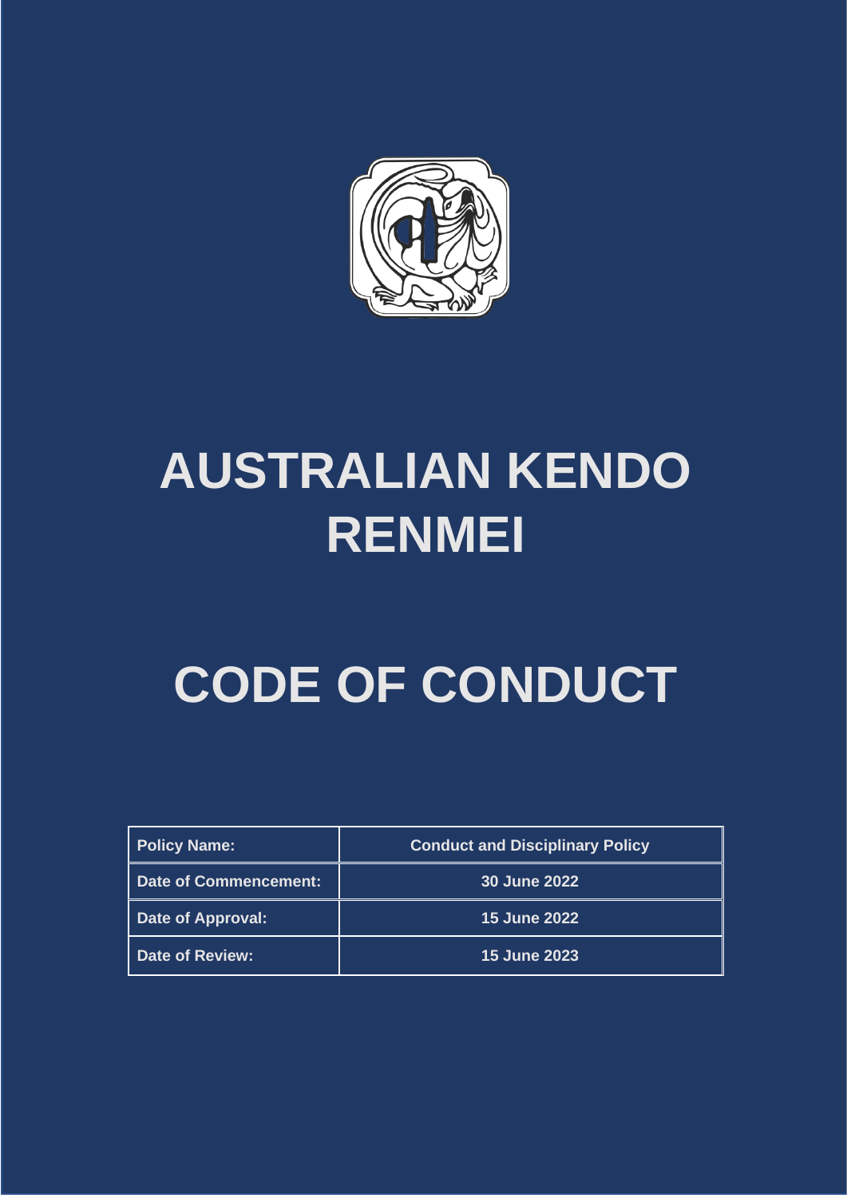# AUSTRALIAN KENDO RENMEI

# CODE OF CONDUCT

| Policy Name: | Conduct and Disciplinary Policy |
|---|---|
| Date of Commencement: | 30 June 2022 |
| Date of Approval: | 15 June 2022 |
| Date of Review: | 15 June 2023 |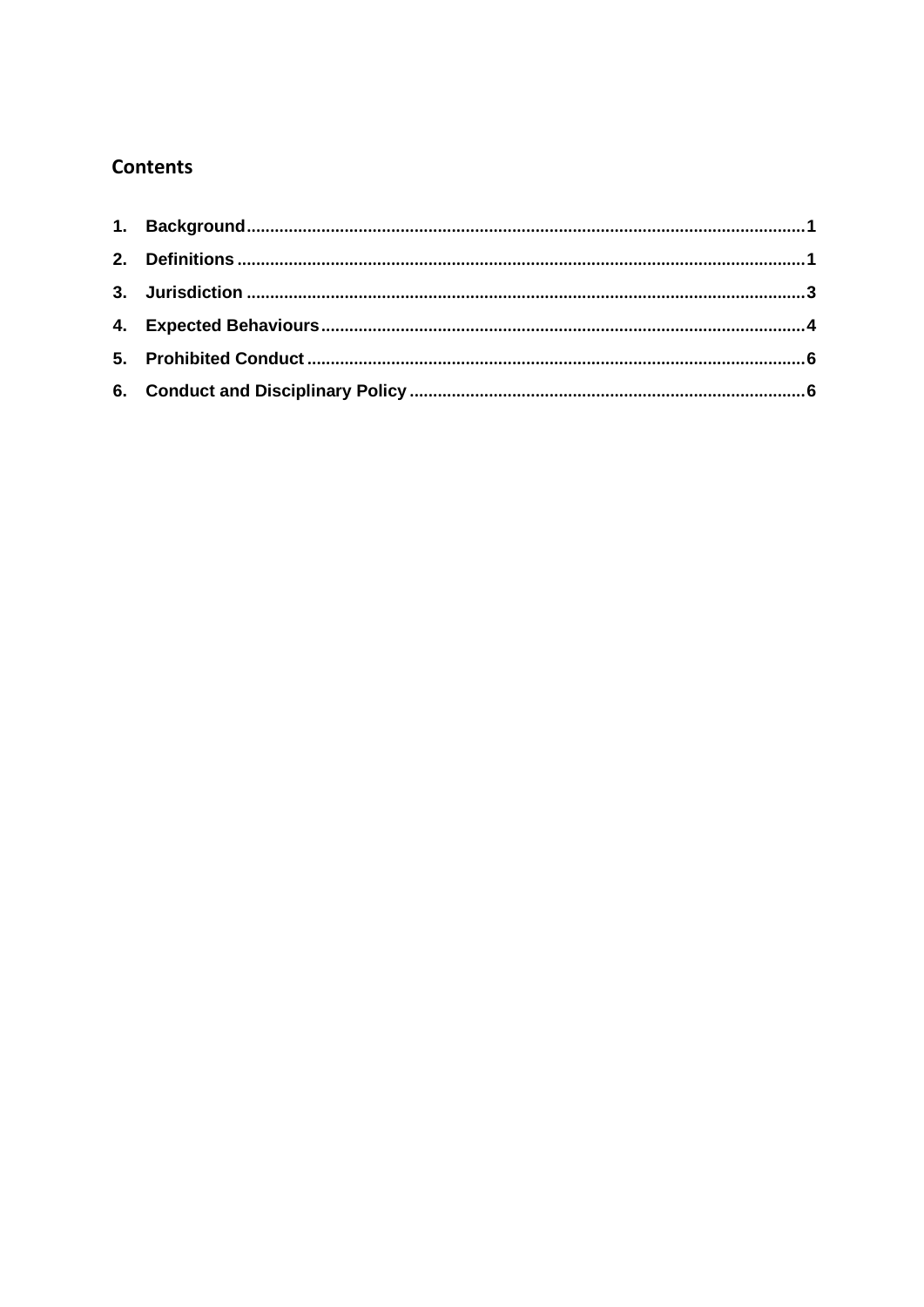## Contents

1. Background ........................................................................................................................ 1
2. Definitions ......................................................................................................................... 1
3. Jurisdiction ........................................................................................................................ 3
4. Expected Behaviours ........................................................................................................ 4
5. Prohibited Conduct ............................................................................................................ 6
6. Conduct and Disciplinary Policy ....................................................................................... 6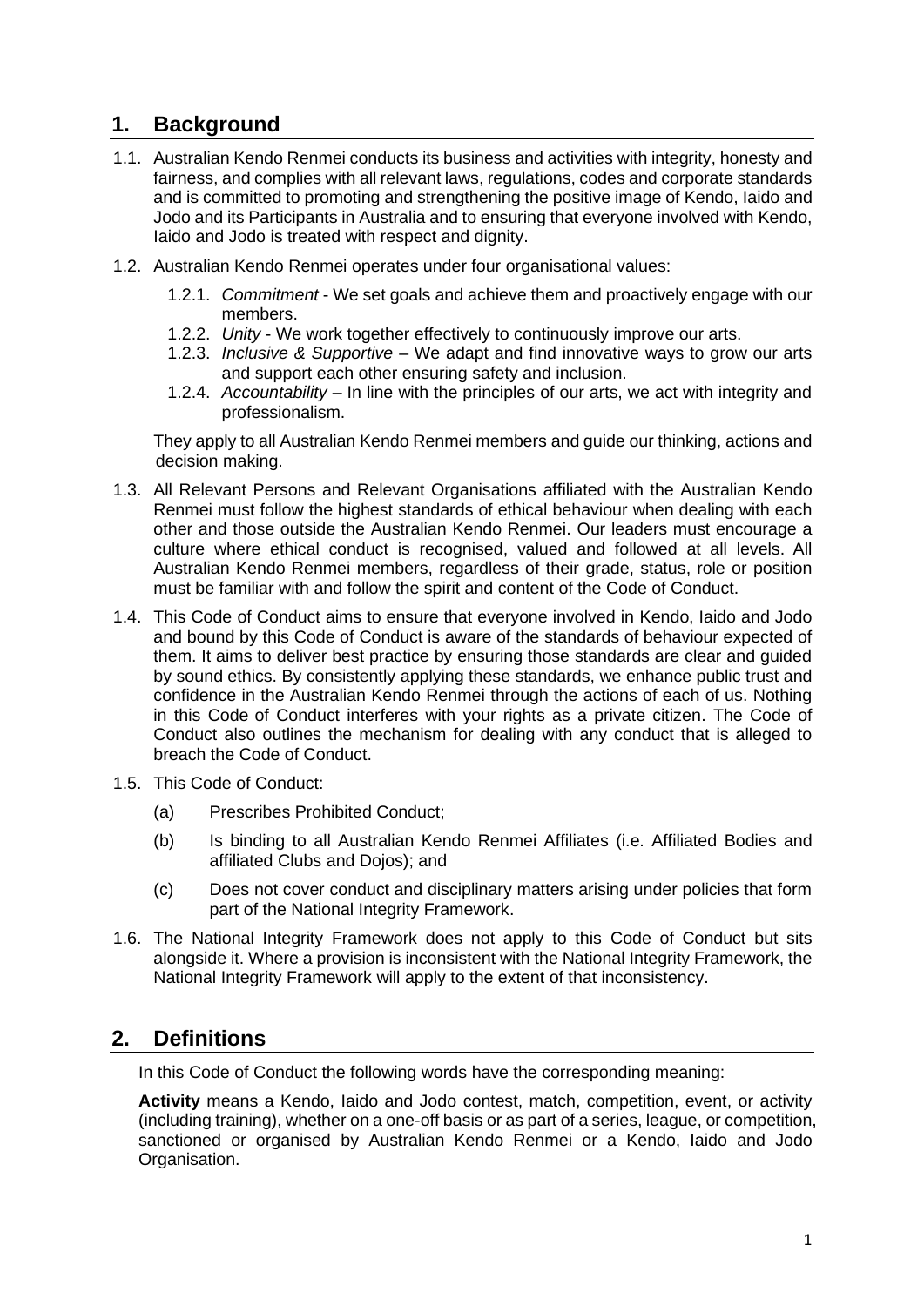## 1. Background

1.1. Australian Kendo Renmei conducts its business and activities with integrity, honesty and fairness, and complies with all relevant laws, regulations, codes and corporate standards and is committed to promoting and strengthening the positive image of Kendo, Iaido and Jodo and its Participants in Australia and to ensuring that everyone involved with Kendo, Iaido and Jodo is treated with respect and dignity.

1.2. Australian Kendo Renmei operates under four organisational values:

1.2.1. *Commitment* - We set goals and achieve them and proactively engage with our members.

1.2.2. *Unity* - We work together effectively to continuously improve our arts.

1.2.3. *Inclusive & Supportive* – We adapt and find innovative ways to grow our arts and support each other ensuring safety and inclusion.

1.2.4. *Accountability* – In line with the principles of our arts, we act with integrity and professionalism.

They apply to all Australian Kendo Renmei members and guide our thinking, actions and decision making.

1.3. All Relevant Persons and Relevant Organisations affiliated with the Australian Kendo Renmei must follow the highest standards of ethical behaviour when dealing with each other and those outside the Australian Kendo Renmei. Our leaders must encourage a culture where ethical conduct is recognised, valued and followed at all levels. All Australian Kendo Renmei members, regardless of their grade, status, role or position must be familiar with and follow the spirit and content of the Code of Conduct.

1.4. This Code of Conduct aims to ensure that everyone involved in Kendo, Iaido and Jodo and bound by this Code of Conduct is aware of the standards of behaviour expected of them. It aims to deliver best practice by ensuring those standards are clear and guided by sound ethics. By consistently applying these standards, we enhance public trust and confidence in the Australian Kendo Renmei through the actions of each of us. Nothing in this Code of Conduct interferes with your rights as a private citizen. The Code of Conduct also outlines the mechanism for dealing with any conduct that is alleged to breach the Code of Conduct.

1.5. This Code of Conduct:

(a) Prescribes Prohibited Conduct;

(b) Is binding to all Australian Kendo Renmei Affiliates (i.e. Affiliated Bodies and affiliated Clubs and Dojos); and

(c) Does not cover conduct and disciplinary matters arising under policies that form part of the National Integrity Framework.

1.6. The National Integrity Framework does not apply to this Code of Conduct but sits alongside it. Where a provision is inconsistent with the National Integrity Framework, the National Integrity Framework will apply to the extent of that inconsistency.

## 2. Definitions

In this Code of Conduct the following words have the corresponding meaning:

**Activity** means a Kendo, Iaido and Jodo contest, match, competition, event, or activity (including training), whether on a one-off basis or as part of a series, league, or competition, sanctioned or organised by Australian Kendo Renmei or a Kendo, Iaido and Jodo Organisation.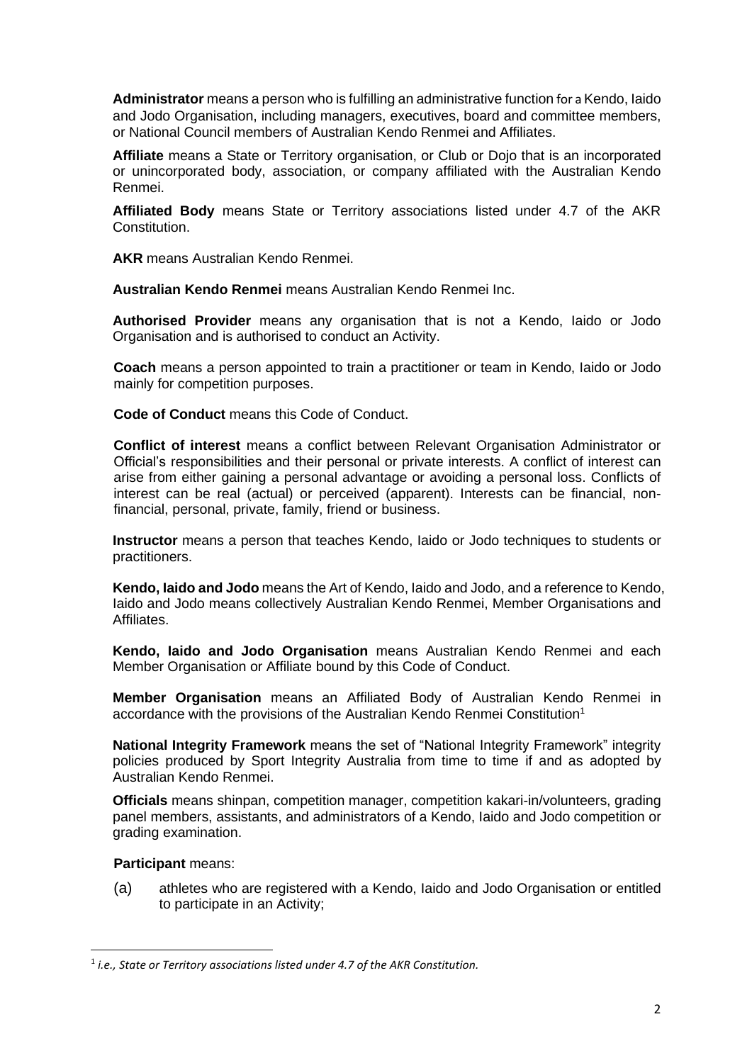**Administrator** means a person who is fulfilling an administrative function for a Kendo, Iaido and Jodo Organisation, including managers, executives, board and committee members, or National Council members of Australian Kendo Renmei and Affiliates.

**Affiliate** means a State or Territory organisation, or Club or Dojo that is an incorporated or unincorporated body, association, or company affiliated with the Australian Kendo Renmei.

**Affiliated Body** means State or Territory associations listed under 4.7 of the AKR Constitution.

**AKR** means Australian Kendo Renmei.

**Australian Kendo Renmei** means Australian Kendo Renmei Inc.

**Authorised Provider** means any organisation that is not a Kendo, Iaido or Jodo Organisation and is authorised to conduct an Activity.

**Coach** means a person appointed to train a practitioner or team in Kendo, Iaido or Jodo mainly for competition purposes.

**Code of Conduct** means this Code of Conduct.

**Conflict of interest** means a conflict between Relevant Organisation Administrator or Official's responsibilities and their personal or private interests. A conflict of interest can arise from either gaining a personal advantage or avoiding a personal loss. Conflicts of interest can be real (actual) or perceived (apparent). Interests can be financial, non-financial, personal, private, family, friend or business.

**Instructor** means a person that teaches Kendo, Iaido or Jodo techniques to students or practitioners.

**Kendo, Iaido and Jodo** means the Art of Kendo, Iaido and Jodo, and a reference to Kendo, Iaido and Jodo means collectively Australian Kendo Renmei, Member Organisations and Affiliates.

**Kendo, Iaido and Jodo Organisation** means Australian Kendo Renmei and each Member Organisation or Affiliate bound by this Code of Conduct.

**Member Organisation** means an Affiliated Body of Australian Kendo Renmei in accordance with the provisions of the Australian Kendo Renmei Constitution[1]

**National Integrity Framework** means the set of "National Integrity Framework" integrity policies produced by Sport Integrity Australia from time to time if and as adopted by Australian Kendo Renmei.

**Officials** means shinpan, competition manager, competition kakari-in/volunteers, grading panel members, assistants, and administrators of a Kendo, Iaido and Jodo competition or grading examination.

**Participant** means:

(a) athletes who are registered with a Kendo, Iaido and Jodo Organisation or entitled to participate in an Activity;

[1] *i.e., State or Territory associations listed under 4.7 of the AKR Constitution.*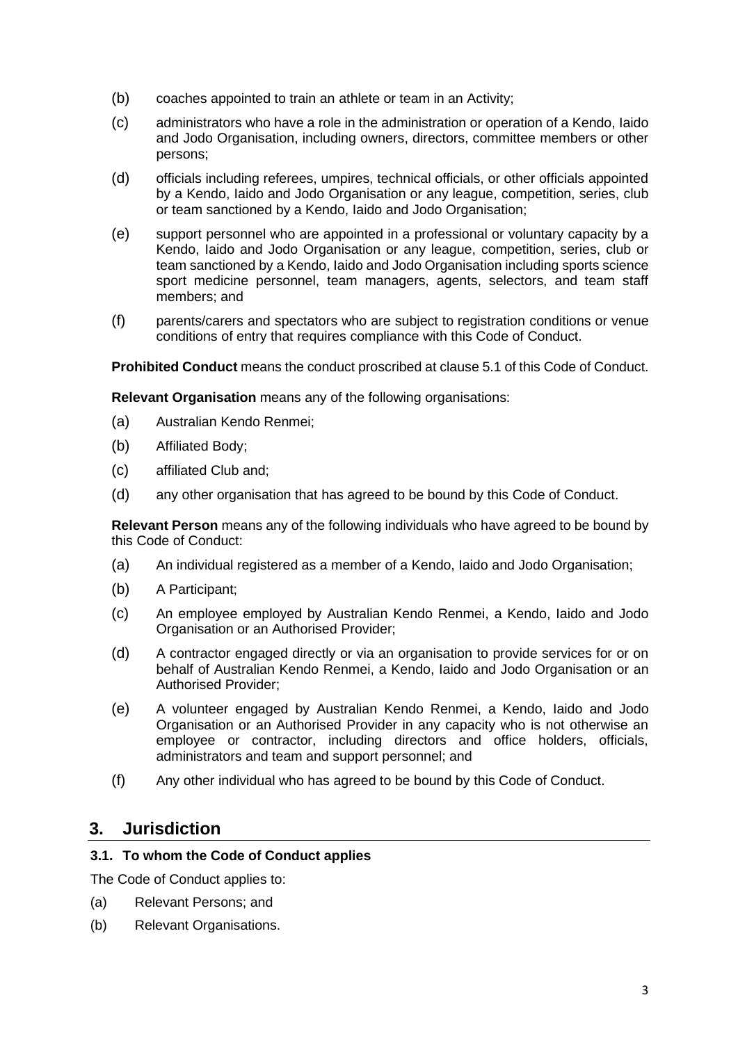(b) coaches appointed to train an athlete or team in an Activity;

(c) administrators who have a role in the administration or operation of a Kendo, Iaido and Jodo Organisation, including owners, directors, committee members or other persons;

(d) officials including referees, umpires, technical officials, or other officials appointed by a Kendo, Iaido and Jodo Organisation or any league, competition, series, club or team sanctioned by a Kendo, Iaido and Jodo Organisation;

(e) support personnel who are appointed in a professional or voluntary capacity by a Kendo, Iaido and Jodo Organisation or any league, competition, series, club or team sanctioned by a Kendo, Iaido and Jodo Organisation including sports science sport medicine personnel, team managers, agents, selectors, and team staff members; and

(f) parents/carers and spectators who are subject to registration conditions or venue conditions of entry that requires compliance with this Code of Conduct.

**Prohibited Conduct** means the conduct proscribed at clause 5.1 of this Code of Conduct.

**Relevant Organisation** means any of the following organisations:

(a) Australian Kendo Renmei;

(b) Affiliated Body;

(c) affiliated Club and;

(d) any other organisation that has agreed to be bound by this Code of Conduct.

**Relevant Person** means any of the following individuals who have agreed to be bound by this Code of Conduct:

(a) An individual registered as a member of a Kendo, Iaido and Jodo Organisation;

(b) A Participant;

(c) An employee employed by Australian Kendo Renmei, a Kendo, Iaido and Jodo Organisation or an Authorised Provider;

(d) A contractor engaged directly or via an organisation to provide services for or on behalf of Australian Kendo Renmei, a Kendo, Iaido and Jodo Organisation or an Authorised Provider;

(e) A volunteer engaged by Australian Kendo Renmei, a Kendo, Iaido and Jodo Organisation or an Authorised Provider in any capacity who is not otherwise an employee or contractor, including directors and office holders, officials, administrators and team and support personnel; and

(f) Any other individual who has agreed to be bound by this Code of Conduct.

## 3. Jurisdiction

### 3.1. To whom the Code of Conduct applies

The Code of Conduct applies to:

(a) Relevant Persons; and

(b) Relevant Organisations.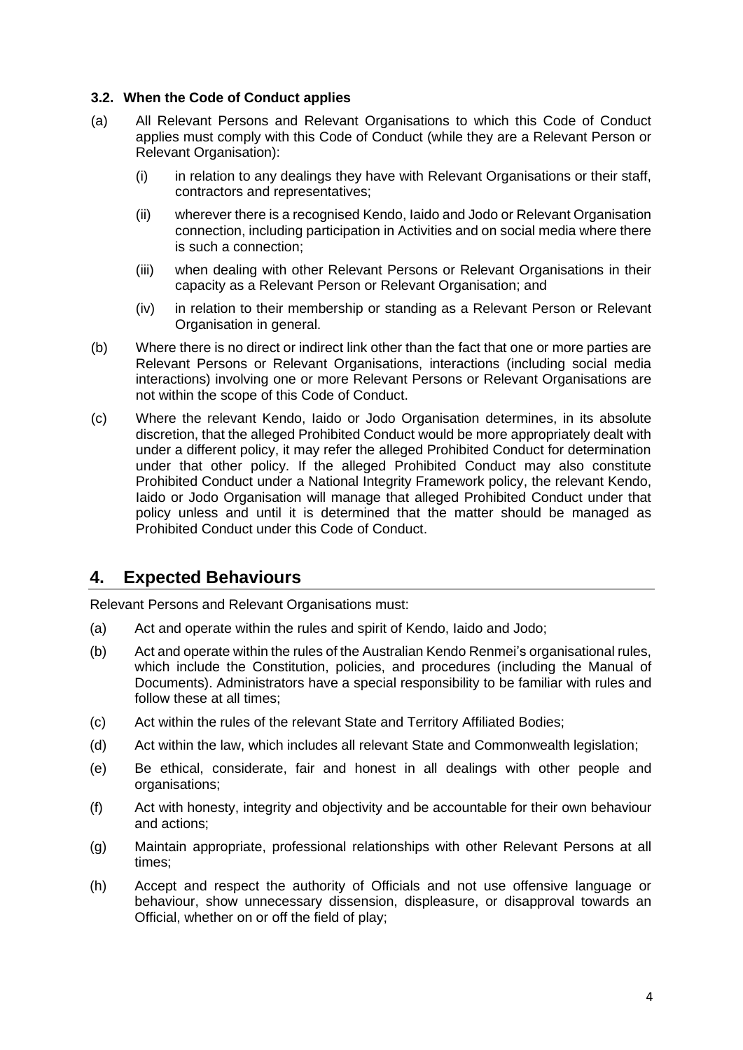### 3.2. When the Code of Conduct applies

(a) All Relevant Persons and Relevant Organisations to which this Code of Conduct applies must comply with this Code of Conduct (while they are a Relevant Person or Relevant Organisation):

  (i) in relation to any dealings they have with Relevant Organisations or their staff, contractors and representatives;

  (ii) wherever there is a recognised Kendo, Iaido and Jodo or Relevant Organisation connection, including participation in Activities and on social media where there is such a connection;

  (iii) when dealing with other Relevant Persons or Relevant Organisations in their capacity as a Relevant Person or Relevant Organisation; and

  (iv) in relation to their membership or standing as a Relevant Person or Relevant Organisation in general.

(b) Where there is no direct or indirect link other than the fact that one or more parties are Relevant Persons or Relevant Organisations, interactions (including social media interactions) involving one or more Relevant Persons or Relevant Organisations are not within the scope of this Code of Conduct.

(c) Where the relevant Kendo, Iaido or Jodo Organisation determines, in its absolute discretion, that the alleged Prohibited Conduct would be more appropriately dealt with under a different policy, it may refer the alleged Prohibited Conduct for determination under that other policy. If the alleged Prohibited Conduct may also constitute Prohibited Conduct under a National Integrity Framework policy, the relevant Kendo, Iaido or Jodo Organisation will manage that alleged Prohibited Conduct under that policy unless and until it is determined that the matter should be managed as Prohibited Conduct under this Code of Conduct.

## 4. Expected Behaviours

Relevant Persons and Relevant Organisations must:

(a) Act and operate within the rules and spirit of Kendo, Iaido and Jodo;

(b) Act and operate within the rules of the Australian Kendo Renmei's organisational rules, which include the Constitution, policies, and procedures (including the Manual of Documents). Administrators have a special responsibility to be familiar with rules and follow these at all times;

(c) Act within the rules of the relevant State and Territory Affiliated Bodies;

(d) Act within the law, which includes all relevant State and Commonwealth legislation;

(e) Be ethical, considerate, fair and honest in all dealings with other people and organisations;

(f) Act with honesty, integrity and objectivity and be accountable for their own behaviour and actions;

(g) Maintain appropriate, professional relationships with other Relevant Persons at all times;

(h) Accept and respect the authority of Officials and not use offensive language or behaviour, show unnecessary dissension, displeasure, or disapproval towards an Official, whether on or off the field of play;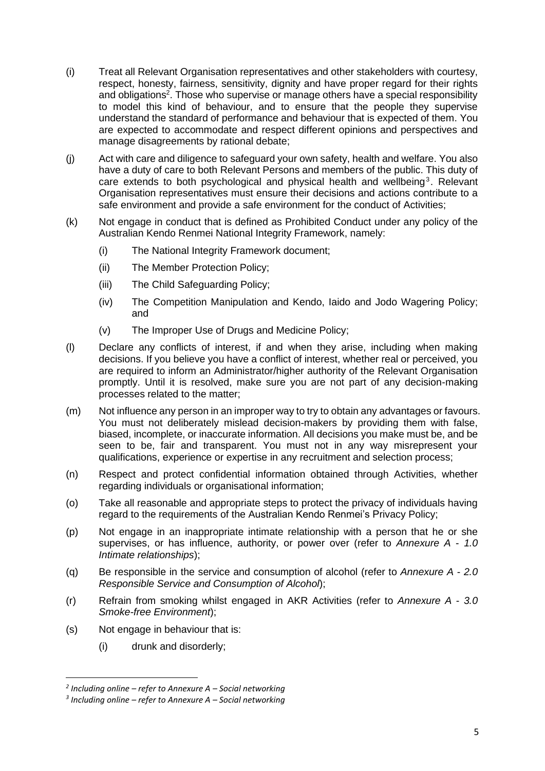(i) Treat all Relevant Organisation representatives and other stakeholders with courtesy, respect, honesty, fairness, sensitivity, dignity and have proper regard for their rights and obligations[2]. Those who supervise or manage others have a special responsibility to model this kind of behaviour, and to ensure that the people they supervise understand the standard of performance and behaviour that is expected of them. You are expected to accommodate and respect different opinions and perspectives and manage disagreements by rational debate;

(j) Act with care and diligence to safeguard your own safety, health and welfare. You also have a duty of care to both Relevant Persons and members of the public. This duty of care extends to both psychological and physical health and wellbeing[3]. Relevant Organisation representatives must ensure their decisions and actions contribute to a safe environment and provide a safe environment for the conduct of Activities;

(k) Not engage in conduct that is defined as Prohibited Conduct under any policy of the Australian Kendo Renmei National Integrity Framework, namely:

   (i) The National Integrity Framework document;

   (ii) The Member Protection Policy;

   (iii) The Child Safeguarding Policy;

   (iv) The Competition Manipulation and Kendo, Iaido and Jodo Wagering Policy; and

   (v) The Improper Use of Drugs and Medicine Policy;

(l) Declare any conflicts of interest, if and when they arise, including when making decisions. If you believe you have a conflict of interest, whether real or perceived, you are required to inform an Administrator/higher authority of the Relevant Organisation promptly. Until it is resolved, make sure you are not part of any decision-making processes related to the matter;

(m) Not influence any person in an improper way to try to obtain any advantages or favours. You must not deliberately mislead decision-makers by providing them with false, biased, incomplete, or inaccurate information. All decisions you make must be, and be seen to be, fair and transparent. You must not in any way misrepresent your qualifications, experience or expertise in any recruitment and selection process;

(n) Respect and protect confidential information obtained through Activities, whether regarding individuals or organisational information;

(o) Take all reasonable and appropriate steps to protect the privacy of individuals having regard to the requirements of the Australian Kendo Renmei's Privacy Policy;

(p) Not engage in an inappropriate intimate relationship with a person that he or she supervises, or has influence, authority, or power over (refer to *Annexure A - 1.0 Intimate relationships*);

(q) Be responsible in the service and consumption of alcohol (refer to *Annexure A - 2.0 Responsible Service and Consumption of Alcohol*);

(r) Refrain from smoking whilst engaged in AKR Activities (refer to *Annexure A - 3.0 Smoke-free Environment*);

(s) Not engage in behaviour that is:

   (i) drunk and disorderly;

---

[2] *Including online – refer to Annexure A – Social networking*

[3] *Including online – refer to Annexure A – Social networking*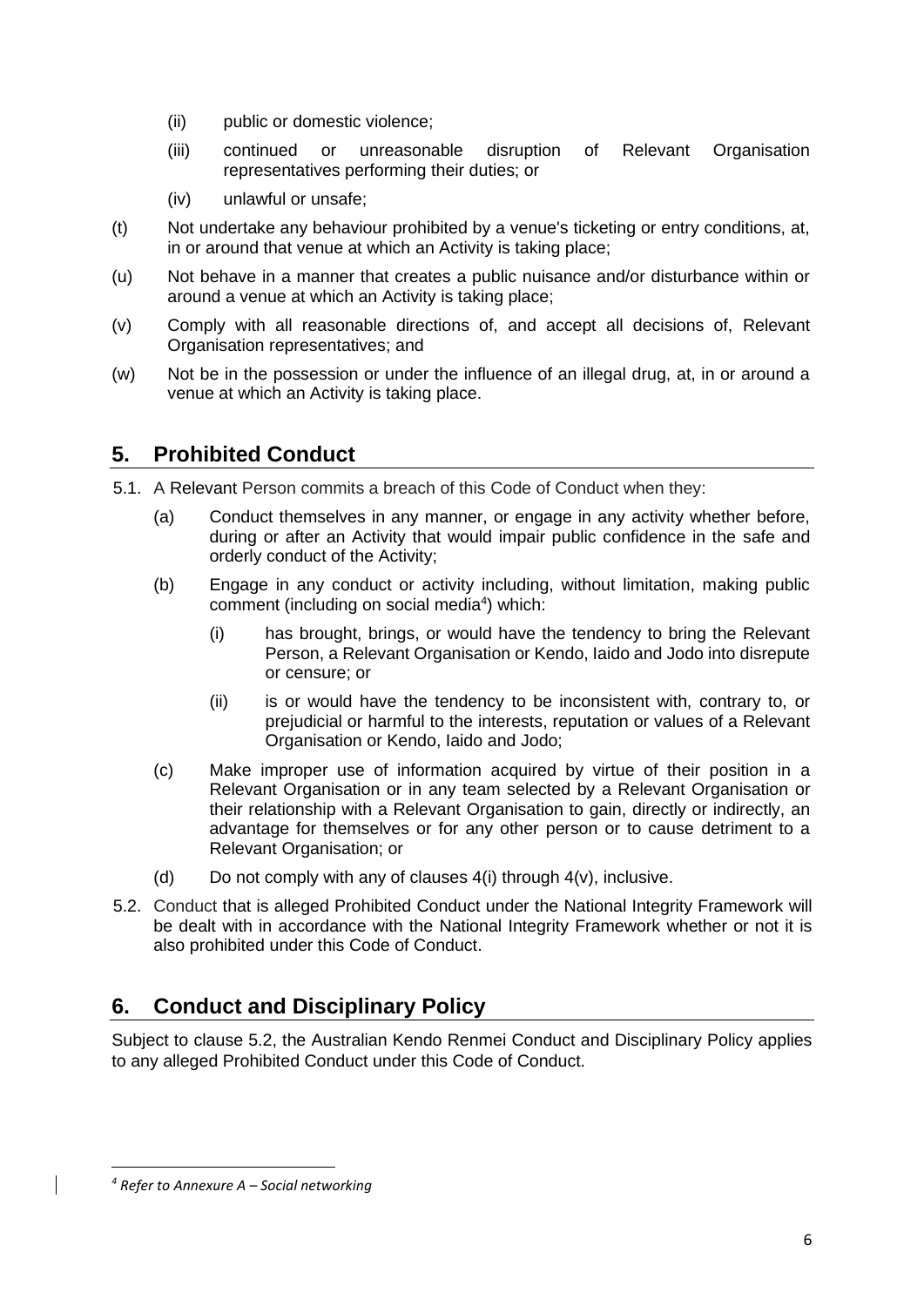(ii) public or domestic violence;

(iii) continued or unreasonable disruption of Relevant Organisation representatives performing their duties; or

(iv) unlawful or unsafe;

(t) Not undertake any behaviour prohibited by a venue's ticketing or entry conditions, at, in or around that venue at which an Activity is taking place;

(u) Not behave in a manner that creates a public nuisance and/or disturbance within or around a venue at which an Activity is taking place;

(v) Comply with all reasonable directions of, and accept all decisions of, Relevant Organisation representatives; and

(w) Not be in the possession or under the influence of an illegal drug, at, in or around a venue at which an Activity is taking place.

## 5. Prohibited Conduct

5.1. A Relevant Person commits a breach of this Code of Conduct when they:

(a) Conduct themselves in any manner, or engage in any activity whether before, during or after an Activity that would impair public confidence in the safe and orderly conduct of the Activity;

(b) Engage in any conduct or activity including, without limitation, making public comment (including on social media[4]) which:

(i) has brought, brings, or would have the tendency to bring the Relevant Person, a Relevant Organisation or Kendo, Iaido and Jodo into disrepute or censure; or

(ii) is or would have the tendency to be inconsistent with, contrary to, or prejudicial or harmful to the interests, reputation or values of a Relevant Organisation or Kendo, Iaido and Jodo;

(c) Make improper use of information acquired by virtue of their position in a Relevant Organisation or in any team selected by a Relevant Organisation or their relationship with a Relevant Organisation to gain, directly or indirectly, an advantage for themselves or for any other person or to cause detriment to a Relevant Organisation; or

(d) Do not comply with any of clauses 4(i) through 4(v), inclusive.

5.2. Conduct that is alleged Prohibited Conduct under the National Integrity Framework will be dealt with in accordance with the National Integrity Framework whether or not it is also prohibited under this Code of Conduct.

## 6. Conduct and Disciplinary Policy

Subject to clause 5.2, the Australian Kendo Renmei Conduct and Disciplinary Policy applies to any alleged Prohibited Conduct under this Code of Conduct.

---

[4] *Refer to Annexure A – Social networking*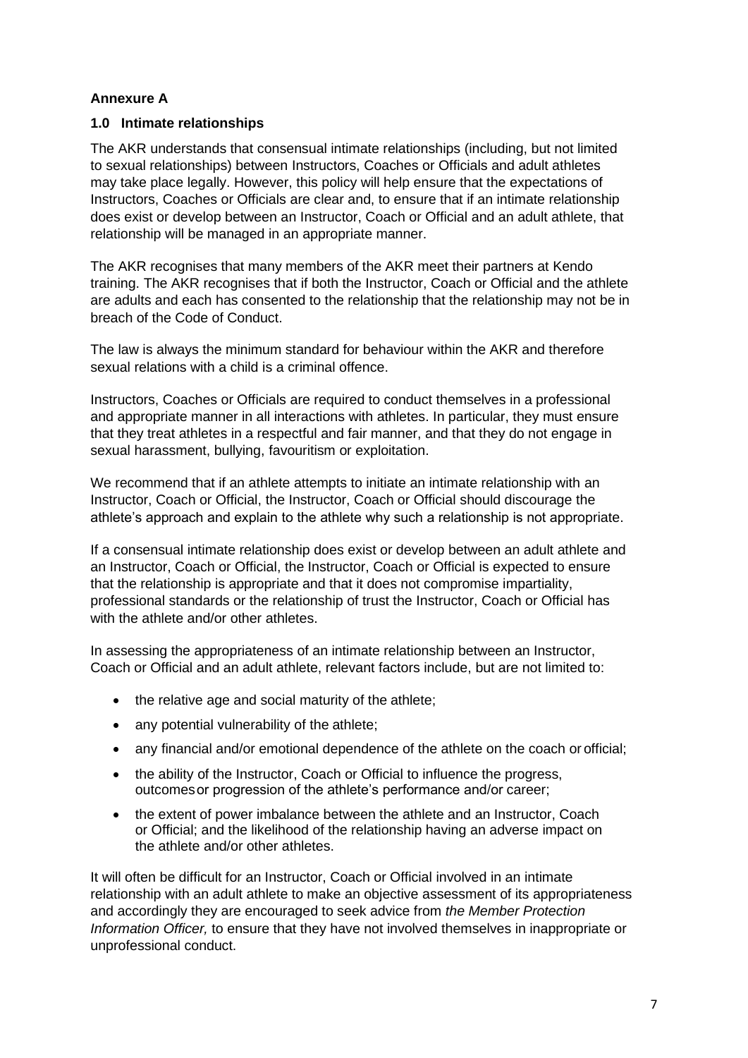**Annexure A**

**1.0 Intimate relationships**

The AKR understands that consensual intimate relationships (including, but not limited to sexual relationships) between Instructors, Coaches or Officials and adult athletes may take place legally. However, this policy will help ensure that the expectations of Instructors, Coaches or Officials are clear and, to ensure that if an intimate relationship does exist or develop between an Instructor, Coach or Official and an adult athlete, that relationship will be managed in an appropriate manner.

The AKR recognises that many members of the AKR meet their partners at Kendo training. The AKR recognises that if both the Instructor, Coach or Official and the athlete are adults and each has consented to the relationship that the relationship may not be in breach of the Code of Conduct.

The law is always the minimum standard for behaviour within the AKR and therefore sexual relations with a child is a criminal offence.

Instructors, Coaches or Officials are required to conduct themselves in a professional and appropriate manner in all interactions with athletes. In particular, they must ensure that they treat athletes in a respectful and fair manner, and that they do not engage in sexual harassment, bullying, favouritism or exploitation.

We recommend that if an athlete attempts to initiate an intimate relationship with an Instructor, Coach or Official, the Instructor, Coach or Official should discourage the athlete's approach and explain to the athlete why such a relationship is not appropriate.

If a consensual intimate relationship does exist or develop between an adult athlete and an Instructor, Coach or Official, the Instructor, Coach or Official is expected to ensure that the relationship is appropriate and that it does not compromise impartiality, professional standards or the relationship of trust the Instructor, Coach or Official has with the athlete and/or other athletes.

In assessing the appropriateness of an intimate relationship between an Instructor, Coach or Official and an adult athlete, relevant factors include, but are not limited to:

- the relative age and social maturity of the athlete;
- any potential vulnerability of the athlete;
- any financial and/or emotional dependence of the athlete on the coach or official;
- the ability of the Instructor, Coach or Official to influence the progress, outcomes or progression of the athlete's performance and/or career;
- the extent of power imbalance between the athlete and an Instructor, Coach or Official; and the likelihood of the relationship having an adverse impact on the athlete and/or other athletes.

It will often be difficult for an Instructor, Coach or Official involved in an intimate relationship with an adult athlete to make an objective assessment of its appropriateness and accordingly they are encouraged to seek advice from *the Member Protection Information Officer,* to ensure that they have not involved themselves in inappropriate or unprofessional conduct.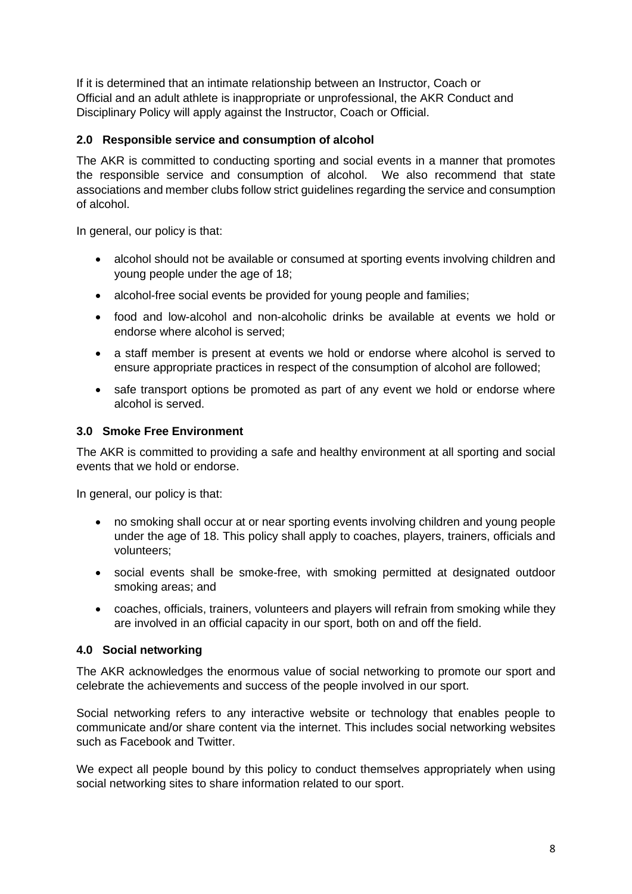If it is determined that an intimate relationship between an Instructor, Coach or Official and an adult athlete is inappropriate or unprofessional, the AKR Conduct and Disciplinary Policy will apply against the Instructor, Coach or Official.

### 2.0 Responsible service and consumption of alcohol

The AKR is committed to conducting sporting and social events in a manner that promotes the responsible service and consumption of alcohol. We also recommend that state associations and member clubs follow strict guidelines regarding the service and consumption of alcohol.

In general, our policy is that:

- alcohol should not be available or consumed at sporting events involving children and young people under the age of 18;
- alcohol-free social events be provided for young people and families;
- food and low-alcohol and non-alcoholic drinks be available at events we hold or endorse where alcohol is served;
- a staff member is present at events we hold or endorse where alcohol is served to ensure appropriate practices in respect of the consumption of alcohol are followed;
- safe transport options be promoted as part of any event we hold or endorse where alcohol is served.

### 3.0 Smoke Free Environment

The AKR is committed to providing a safe and healthy environment at all sporting and social events that we hold or endorse.

In general, our policy is that:

- no smoking shall occur at or near sporting events involving children and young people under the age of 18. This policy shall apply to coaches, players, trainers, officials and volunteers;
- social events shall be smoke-free, with smoking permitted at designated outdoor smoking areas; and
- coaches, officials, trainers, volunteers and players will refrain from smoking while they are involved in an official capacity in our sport, both on and off the field.

### 4.0 Social networking

The AKR acknowledges the enormous value of social networking to promote our sport and celebrate the achievements and success of the people involved in our sport.

Social networking refers to any interactive website or technology that enables people to communicate and/or share content via the internet. This includes social networking websites such as Facebook and Twitter.

We expect all people bound by this policy to conduct themselves appropriately when using social networking sites to share information related to our sport.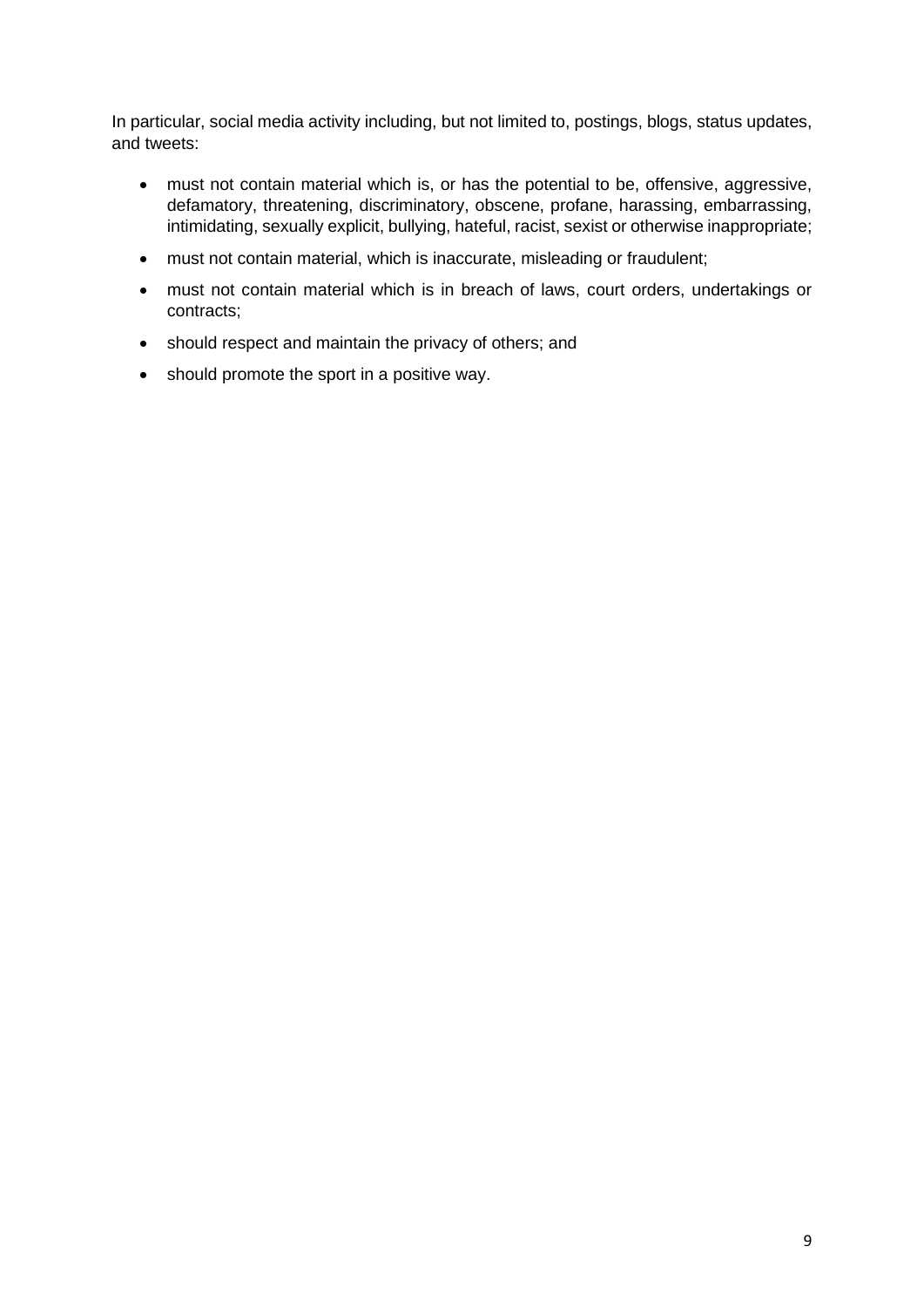In particular, social media activity including, but not limited to, postings, blogs, status updates, and tweets:

- must not contain material which is, or has the potential to be, offensive, aggressive, defamatory, threatening, discriminatory, obscene, profane, harassing, embarrassing, intimidating, sexually explicit, bullying, hateful, racist, sexist or otherwise inappropriate;
- must not contain material, which is inaccurate, misleading or fraudulent;
- must not contain material which is in breach of laws, court orders, undertakings or contracts;
- should respect and maintain the privacy of others; and
- should promote the sport in a positive way.